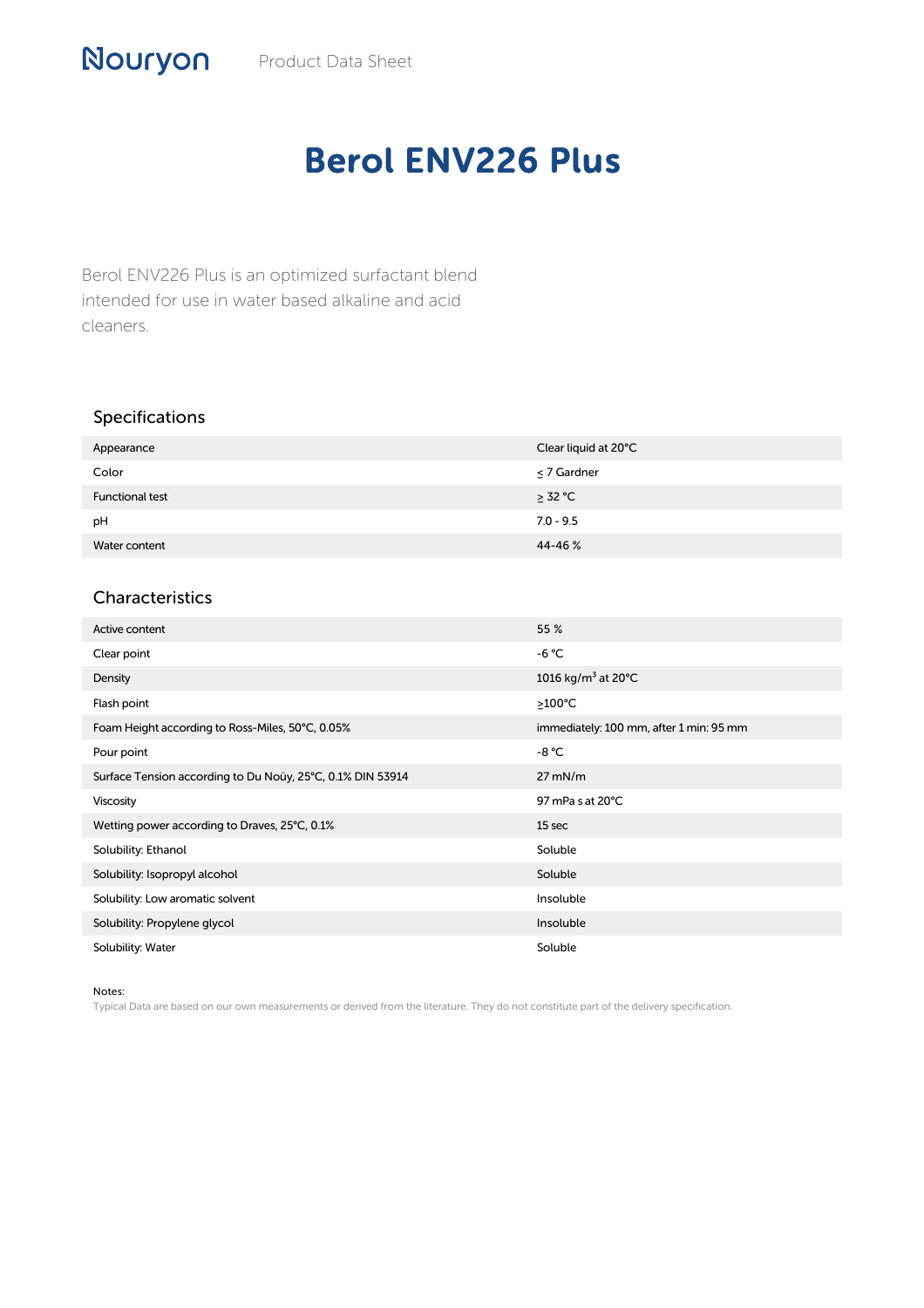Nouryon Product Data Sheet

# Berol ENV226 Plus

Berol ENV226 Plus is an optimized surfactant blend intended for use in water based alkaline and acid cleaners.

## Specifications

| Property | Value |
|---|---|
| Appearance | Clear liquid at 20°C |
| Color | ≤ 7 Gardner |
| Functional test | ≥ 32 °C |
| pH | 7.0 - 9.5 |
| Water content | 44-46 % |

## Characteristics

| Property | Value |
|---|---|
| Active content | 55 % |
| Clear point | -6 °C |
| Density | 1016 kg/m³ at 20°C |
| Flash point | ≥100°C |
| Foam Height according to Ross-Miles, 50°C, 0.05% | immediately: 100 mm, after 1 min: 95 mm |
| Pour point | -8 °C |
| Surface Tension according to Du Noüy, 25°C, 0.1% DIN 53914 | 27 mN/m |
| Viscosity | 97 mPa s at 20°C |
| Wetting power according to Draves, 25°C, 0.1% | 15 sec |
| Solubility: Ethanol | Soluble |
| Solubility: Isopropyl alcohol | Soluble |
| Solubility: Low aromatic solvent | Insoluble |
| Solubility: Propylene glycol | Insoluble |
| Solubility: Water | Soluble |

Notes:
Typical Data are based on our own measurements or derived from the literature. They do not constitute part of the delivery specification.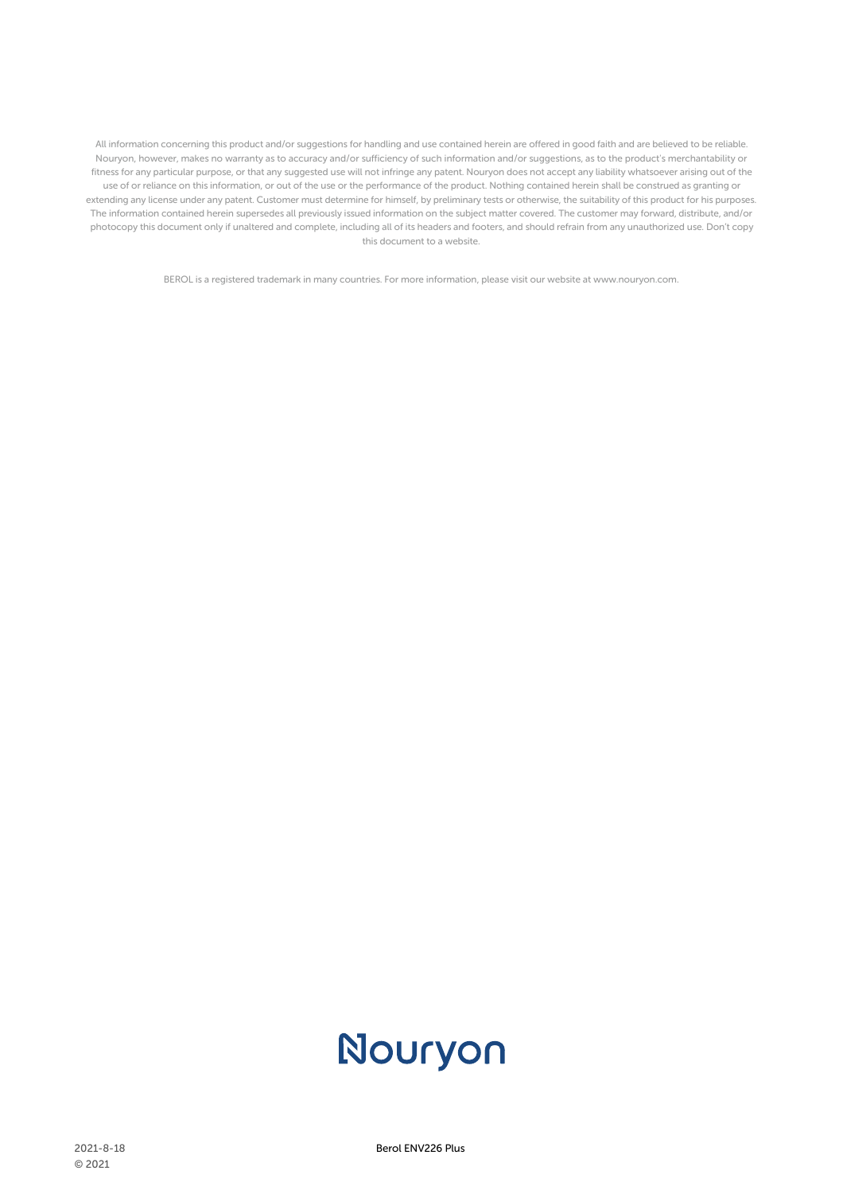All information concerning this product and/or suggestions for handling and use contained herein are offered in good faith and are believed to be reliable. Nouryon, however, makes no warranty as to accuracy and/or sufficiency of such information and/or suggestions, as to the product's merchantability or fitness for any particular purpose, or that any suggested use will not infringe any patent. Nouryon does not accept any liability whatsoever arising out of the use of or reliance on this information, or out of the use or the performance of the product. Nothing contained herein shall be construed as granting or extending any license under any patent. Customer must determine for himself, by preliminary tests or otherwise, the suitability of this product for his purposes. The information contained herein supersedes all previously issued information on the subject matter covered. The customer may forward, distribute, and/or photocopy this document only if unaltered and complete, including all of its headers and footers, and should refrain from any unauthorized use. Don't copy this document to a website.

BEROL is a registered trademark in many countries. For more information, please visit our website at www.nouryon.com.

Nouryon

2021-8-18
© 2021

Berol ENV226 Plus